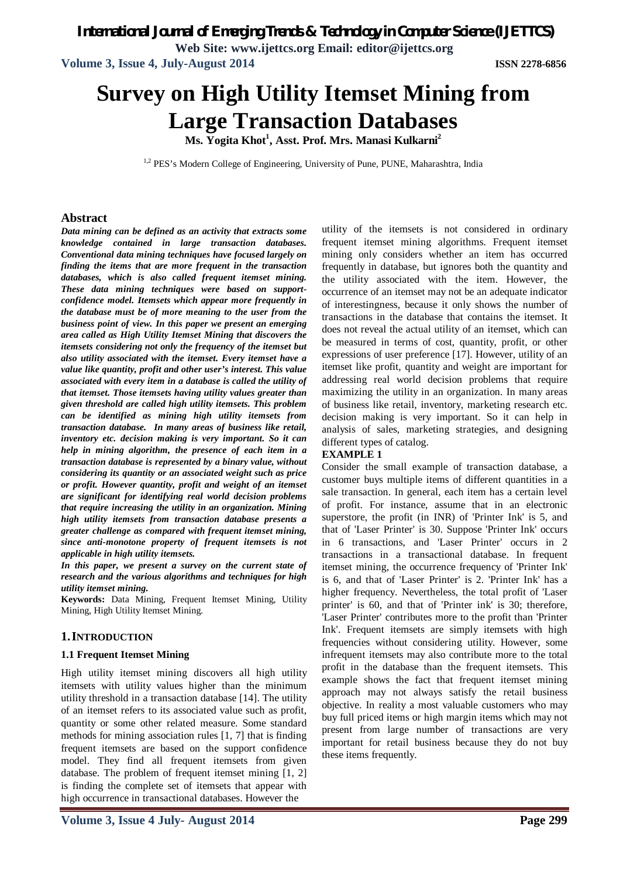# Survey on High Utility Itemset Mining from Large Transaction Databases

**Ms. Yogita Khot[1], Asst. Prof. Mrs. Manasi Kulkarni[2]**

[1,2] PES's Modern College of Engineering, University of Pune, PUNE, Maharashtra, India

## Abstract

***Data mining can be defined as an activity that extracts some knowledge contained in large transaction databases. Conventional data mining techniques have focused largely on finding the items that are more frequent in the transaction databases, which is also called frequent itemset mining. These data mining techniques were based on support-confidence model. Itemsets which appear more frequently in the database must be of more meaning to the user from the business point of view. In this paper we present an emerging area called as High Utility Itemset Mining that discovers the itemsets considering not only the frequency of the itemset but also utility associated with the itemset. Every itemset have a value like quantity, profit and other user's interest. This value associated with every item in a database is called the utility of that itemset. Those itemsets having utility values greater than given threshold are called high utility itemsets. This problem can be identified as mining high utility itemsets from transaction database. In many areas of business like retail, inventory etc. decision making is very important. So it can help in mining algorithm, the presence of each item in a transaction database is represented by a binary value, without considering its quantity or an associated weight such as price or profit. However quantity, profit and weight of an itemset are significant for identifying real world decision problems that require increasing the utility in an organization. Mining high utility itemsets from transaction database presents a greater challenge as compared with frequent itemset mining, since anti-monotone property of frequent itemsets is not applicable in high utility itemsets.***

***In this paper, we present a survey on the current state of research and the various algorithms and techniques for high utility itemset mining.***

**Keywords:** Data Mining, Frequent Itemset Mining, Utility Mining, High Utility Itemset Mining.

## 1. INTRODUCTION

### 1.1 Frequent Itemset Mining

High utility itemset mining discovers all high utility itemsets with utility values higher than the minimum utility threshold in a transaction database [14]. The utility of an itemset refers to its associated value such as profit, quantity or some other related measure. Some standard methods for mining association rules [1, 7] that is finding frequent itemsets are based on the support confidence model. They find all frequent itemsets from given database. The problem of frequent itemset mining [1, 2] is finding the complete set of itemsets that appear with high occurrence in transactional databases. However the utility of the itemsets is not considered in ordinary frequent itemset mining algorithms. Frequent itemset mining only considers whether an item has occurred frequently in database, but ignores both the quantity and the utility associated with the item. However, the occurrence of an itemset may not be an adequate indicator of interestingness, because it only shows the number of transactions in the database that contains the itemset. It does not reveal the actual utility of an itemset, which can be measured in terms of cost, quantity, profit, or other expressions of user preference [17]. However, utility of an itemset like profit, quantity and weight are important for addressing real world decision problems that require maximizing the utility in an organization. In many areas of business like retail, inventory, marketing research etc. decision making is very important. So it can help in analysis of sales, marketing strategies, and designing different types of catalog.

**EXAMPLE 1**

Consider the small example of transaction database, a customer buys multiple items of different quantities in a sale transaction. In general, each item has a certain level of profit. For instance, assume that in an electronic superstore, the profit (in INR) of 'Printer Ink' is 5, and that of 'Laser Printer' is 30. Suppose 'Printer Ink' occurs in 6 transactions, and 'Laser Printer' occurs in 2 transactions in a transactional database. In frequent itemset mining, the occurrence frequency of 'Printer Ink' is 6, and that of 'Laser Printer' is 2. 'Printer Ink' has a higher frequency. Nevertheless, the total profit of 'Laser printer' is 60, and that of 'Printer ink' is 30; therefore, 'Laser Printer' contributes more to the profit than 'Printer Ink'. Frequent itemsets are simply itemsets with high frequencies without considering utility. However, some infrequent itemsets may also contribute more to the total profit in the database than the frequent itemsets. This example shows the fact that frequent itemset mining approach may not always satisfy the retail business objective. In reality a most valuable customers who may buy full priced items or high margin items which may not present from large number of transactions are very important for retail business because they do not buy these items frequently.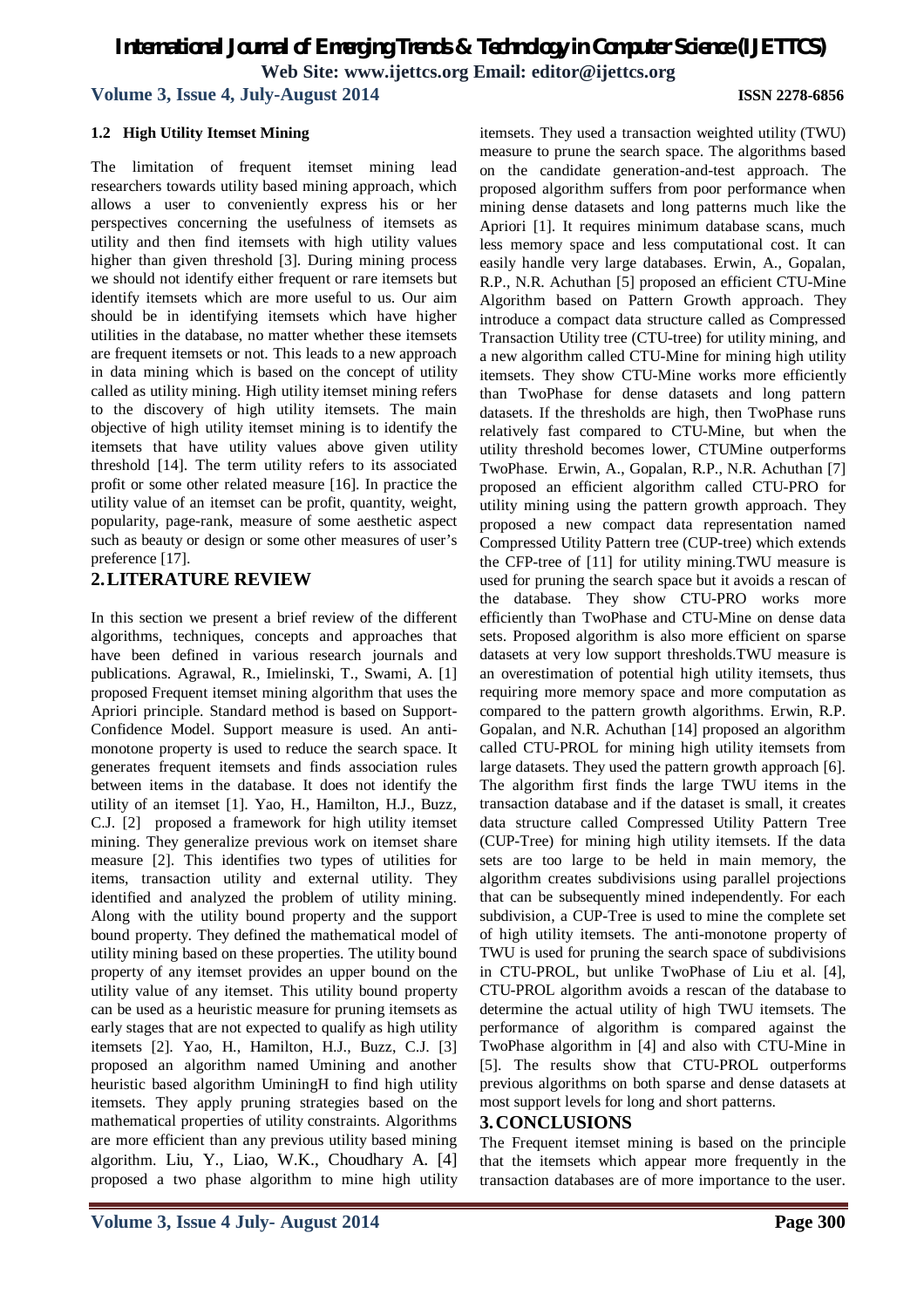### 1.2 High Utility Itemset Mining

The limitation of frequent itemset mining lead researchers towards utility based mining approach, which allows a user to conveniently express his or her perspectives concerning the usefulness of itemsets as utility and then find itemsets with high utility values higher than given threshold [3]. During mining process we should not identify either frequent or rare itemsets but identify itemsets which are more useful to us. Our aim should be in identifying itemsets which have higher utilities in the database, no matter whether these itemsets are frequent itemsets or not. This leads to a new approach in data mining which is based on the concept of utility called as utility mining. High utility itemset mining refers to the discovery of high utility itemsets. The main objective of high utility itemset mining is to identify the itemsets that have utility values above given utility threshold [14]. The term utility refers to its associated profit or some other related measure [16]. In practice the utility value of an itemset can be profit, quantity, weight, popularity, page-rank, measure of some aesthetic aspect such as beauty or design or some other measures of user's preference [17].

## 2. LITERATURE REVIEW

In this section we present a brief review of the different algorithms, techniques, concepts and approaches that have been defined in various research journals and publications. Agrawal, R., Imielinski, T., Swami, A. [1] proposed Frequent itemset mining algorithm that uses the Apriori principle. Standard method is based on Support-Confidence Model. Support measure is used. An anti-monotone property is used to reduce the search space. It generates frequent itemsets and finds association rules between items in the database. It does not identify the utility of an itemset [1]. Yao, H., Hamilton, H.J., Buzz, C.J. [2] proposed a framework for high utility itemset mining. They generalize previous work on itemset share measure [2]. This identifies two types of utilities for items, transaction utility and external utility. They identified and analyzed the problem of utility mining. Along with the utility bound property and the support bound property. They defined the mathematical model of utility mining based on these properties. The utility bound property of any itemset provides an upper bound on the utility value of any itemset. This utility bound property can be used as a heuristic measure for pruning itemsets as early stages that are not expected to qualify as high utility itemsets [2]. Yao, H., Hamilton, H.J., Buzz, C.J. [3] proposed an algorithm named Umining and another heuristic based algorithm UminingH to find high utility itemsets. They apply pruning strategies based on the mathematical properties of utility constraints. Algorithms are more efficient than any previous utility based mining algorithm. Liu, Y., Liao, W.K., Choudhary A. [4] proposed a two phase algorithm to mine high utility itemsets. They used a transaction weighted utility (TWU) measure to prune the search space. The algorithms based on the candidate generation-and-test approach. The proposed algorithm suffers from poor performance when mining dense datasets and long patterns much like the Apriori [1]. It requires minimum database scans, much less memory space and less computational cost. It can easily handle very large databases. Erwin, A., Gopalan, R.P., N.R. Achuthan [5] proposed an efficient CTU-Mine Algorithm based on Pattern Growth approach. They introduce a compact data structure called as Compressed Transaction Utility tree (CTU-tree) for utility mining, and a new algorithm called CTU-Mine for mining high utility itemsets. They show CTU-Mine works more efficiently than TwoPhase for dense datasets and long pattern datasets. If the thresholds are high, then TwoPhase runs relatively fast compared to CTU-Mine, but when the utility threshold becomes lower, CTUMine outperforms TwoPhase. Erwin, A., Gopalan, R.P., N.R. Achuthan [7] proposed an efficient algorithm called CTU-PRO for utility mining using the pattern growth approach. They proposed a new compact data representation named Compressed Utility Pattern tree (CUP-tree) which extends the CFP-tree of [11] for utility mining.TWU measure is used for pruning the search space but it avoids a rescan of the database. They show CTU-PRO works more efficiently than TwoPhase and CTU-Mine on dense data sets. Proposed algorithm is also more efficient on sparse datasets at very low support thresholds.TWU measure is an overestimation of potential high utility itemsets, thus requiring more memory space and more computation as compared to the pattern growth algorithms. Erwin, R.P. Gopalan, and N.R. Achuthan [14] proposed an algorithm called CTU-PROL for mining high utility itemsets from large datasets. They used the pattern growth approach [6]. The algorithm first finds the large TWU items in the transaction database and if the dataset is small, it creates data structure called Compressed Utility Pattern Tree (CUP-Tree) for mining high utility itemsets. If the data sets are too large to be held in main memory, the algorithm creates subdivisions using parallel projections that can be subsequently mined independently. For each subdivision, a CUP-Tree is used to mine the complete set of high utility itemsets. The anti-monotone property of TWU is used for pruning the search space of subdivisions in CTU-PROL, but unlike TwoPhase of Liu et al. [4], CTU-PROL algorithm avoids a rescan of the database to determine the actual utility of high TWU itemsets. The performance of algorithm is compared against the TwoPhase algorithm in [4] and also with CTU-Mine in [5]. The results show that CTU-PROL outperforms previous algorithms on both sparse and dense datasets at most support levels for long and short patterns.

## 3. CONCLUSIONS

The Frequent itemset mining is based on the principle that the itemsets which appear more frequently in the transaction databases are of more importance to the user.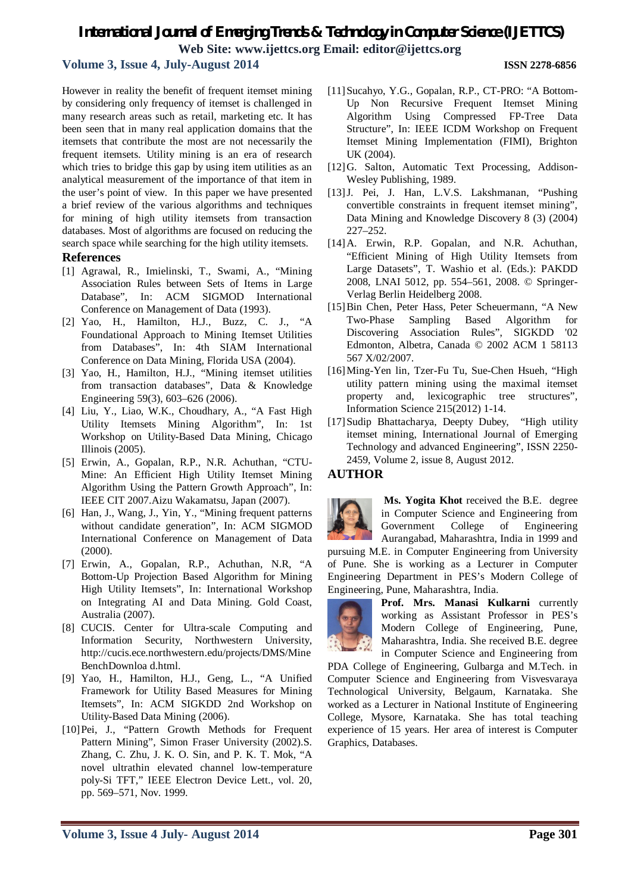However in reality the benefit of frequent itemset mining by considering only frequency of itemset is challenged in many research areas such as retail, marketing etc. It has been seen that in many real application domains that the itemsets that contribute the most are not necessarily the frequent itemsets. Utility mining is an era of research which tries to bridge this gap by using item utilities as an analytical measurement of the importance of that item in the user's point of view. In this paper we have presented a brief review of the various algorithms and techniques for mining of high utility itemsets from transaction databases. Most of algorithms are focused on reducing the search space while searching for the high utility itemsets.

## References

[1] Agrawal, R., Imielinski, T., Swami, A., "Mining Association Rules between Sets of Items in Large Database", In: ACM SIGMOD International Conference on Management of Data (1993).

[2] Yao, H., Hamilton, H.J., Buzz, C. J., "A Foundational Approach to Mining Itemset Utilities from Databases", In: 4th SIAM International Conference on Data Mining, Florida USA (2004).

[3] Yao, H., Hamilton, H.J., "Mining itemset utilities from transaction databases", Data & Knowledge Engineering 59(3), 603–626 (2006).

[4] Liu, Y., Liao, W.K., Choudhary, A., "A Fast High Utility Itemsets Mining Algorithm", In: 1st Workshop on Utility-Based Data Mining, Chicago Illinois (2005).

[5] Erwin, A., Gopalan, R.P., N.R. Achuthan, "CTU-Mine: An Efficient High Utility Itemset Mining Algorithm Using the Pattern Growth Approach", In: IEEE CIT 2007.Aizu Wakamatsu, Japan (2007).

[6] Han, J., Wang, J., Yin, Y., "Mining frequent patterns without candidate generation", In: ACM SIGMOD International Conference on Management of Data (2000).

[7] Erwin, A., Gopalan, R.P., Achuthan, N.R, "A Bottom-Up Projection Based Algorithm for Mining High Utility Itemsets", In: International Workshop on Integrating AI and Data Mining. Gold Coast, Australia (2007).

[8] CUCIS. Center for Ultra-scale Computing and Information Security, Northwestern University, http://cucis.ece.northwestern.edu/projects/DMS/Mine BenchDownloa d.html.

[9] Yao, H., Hamilton, H.J., Geng, L., "A Unified Framework for Utility Based Measures for Mining Itemsets", In: ACM SIGKDD 2nd Workshop on Utility-Based Data Mining (2006).

[10] Pei, J., "Pattern Growth Methods for Frequent Pattern Mining", Simon Fraser University (2002).S. Zhang, C. Zhu, J. K. O. Sin, and P. K. T. Mok, "A novel ultrathin elevated channel low-temperature poly-Si TFT," IEEE Electron Device Lett., vol. 20, pp. 569–571, Nov. 1999.

[11] Sucahyo, Y.G., Gopalan, R.P., CT-PRO: "A Bottom-Up Non Recursive Frequent Itemset Mining Algorithm Using Compressed FP-Tree Data Structure", In: IEEE ICDM Workshop on Frequent Itemset Mining Implementation (FIMI), Brighton UK (2004).

[12] G. Salton, Automatic Text Processing, Addison-Wesley Publishing, 1989.

[13] J. Pei, J. Han, L.V.S. Lakshmanan, "Pushing convertible constraints in frequent itemset mining", Data Mining and Knowledge Discovery 8 (3) (2004) 227–252.

[14] A. Erwin, R.P. Gopalan, and N.R. Achuthan, "Efficient Mining of High Utility Itemsets from Large Datasets", T. Washio et al. (Eds.): PAKDD 2008, LNAI 5012, pp. 554–561, 2008. © Springer-Verlag Berlin Heidelberg 2008.

[15] Bin Chen, Peter Hass, Peter Scheuermann, "A New Two-Phase Sampling Based Algorithm for Discovering Association Rules", SIGKDD '02 Edmonton, Albetra, Canada © 2002 ACM 1 58113 567 X/02/2007.

[16] Ming-Yen lin, Tzer-Fu Tu, Sue-Chen Hsueh, "High utility pattern mining using the maximal itemset property and, lexicographic tree structures", Information Science 215(2012) 1-14.

[17] Sudip Bhattacharya, Deepty Dubey, "High utility itemset mining, International Journal of Emerging Technology and advanced Engineering", ISSN 2250-2459, Volume 2, issue 8, August 2012.

## AUTHOR

**Ms. Yogita Khot** received the B.E. degree in Computer Science and Engineering from Government College of Engineering Aurangabad, Maharashtra, India in 1999 and pursuing M.E. in Computer Engineering from University of Pune. She is working as a Lecturer in Computer Engineering Department in PES's Modern College of Engineering, Pune, Maharashtra, India.

**Prof. Mrs. Manasi Kulkarni** currently working as Assistant Professor in PES's Modern College of Engineering, Pune, Maharashtra, India. She received B.E. degree in Computer Science and Engineering from PDA College of Engineering, Gulbarga and M.Tech. in Computer Science and Engineering from Visvesvaraya Technological University, Belgaum, Karnataka. She worked as a Lecturer in National Institute of Engineering College, Mysore, Karnataka. She has total teaching experience of 15 years. Her area of interest is Computer Graphics, Databases.